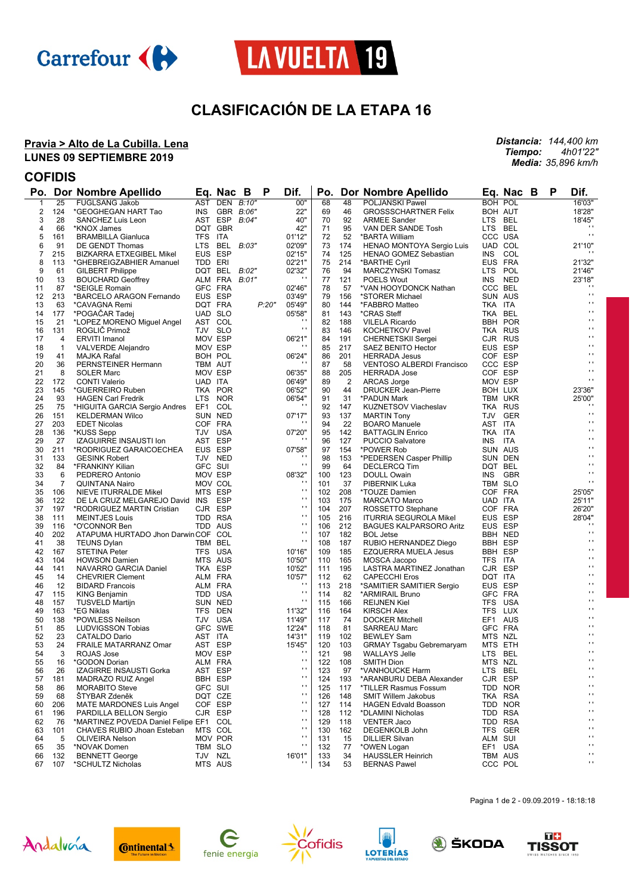# CLASIFICACIÓN DE LA ETAPA 16

**Pravia > Alto de La Cubilla. Lena**
**LUNES 09 SEPTIEMBRE 2019**

***Distancia:*** *144,400 km*
***Tiempo:*** *4h01'22"*
***Media:*** *35,896 km/h*

## COFIDIS

| Po. | Dor | Nombre Apellido | Eq. | Nac | B | P | Dif. |
|---|---|---|---|---|---|---|---|
| 1 | 25 | FUGLSANG Jakob | AST | DEN | B:10" | | 00" |
| 2 | 124 | *GEOGHEGAN HART Tao | INS | GBR | B:06" | | 22" |
| 3 | 28 | SANCHEZ Luis Leon | AST | ESP | B:04" | | 40" |
| 4 | 66 | *KNOX James | DQT | GBR | | | 42" |
| 5 | 161 | BRAMBILLA Gianluca | TFS | ITA | | | 01'12" |
| 6 | 91 | DE GENDT Thomas | LTS | BEL | B:03" | | 02'09" |
| 7 | 215 | BIZKARRA ETXEGIBEL Mikel | EUS | ESP | | | 02'15" |
| 8 | 113 | *GHEBREIGZABHIER Amanuel | TDD | ERI | | | 02'21" |
| 9 | 61 | GILBERT Philippe | DQT | BEL | B:02" | | 02'32" |
| 10 | 13 | BOUCHARD Geoffrey | ALM | FRA | B:01" | | ' ' |
| 11 | 87 | *SEIGLE Romain | GFC | FRA | | | 02'46" |
| 12 | 213 | *BARCELO ARAGON Fernando | EUS | ESP | | | 03'49" |
| 13 | 63 | *CAVAGNA Remi | DQT | FRA | | P:20" | 05'49" |
| 14 | 177 | *POGAČAR Tadej | UAD | SLO | | | 05'58" |
| 15 | 21 | *LOPEZ MORENO Miguel Angel | AST | COL | | | ' ' |
| 16 | 131 | ROGLIČ Primož | TJV | SLO | | | ' ' |
| 17 | 4 | ERVITI Imanol | MOV | ESP | | | 06'21" |
| 18 | 1 | VALVERDE Alejandro | MOV | ESP | | | ' ' |
| 19 | 41 | MAJKA Rafal | BOH | POL | | | 06'24" |
| 20 | 36 | PERNSTEINER Hermann | TBM | AUT | | | ' ' |
| 21 | 8 | SOLER Marc | MOV | ESP | | | 06'35" |
| 22 | 172 | CONTI Valerio | UAD | ITA | | | 06'49" |
| 23 | 145 | *GUERREIRO Ruben | TKA | POR | | | 06'52" |
| 24 | 93 | HAGEN Carl Fredrik | LTS | NOR | | | 06'54" |
| 25 | 75 | *HIGUITA GARCIA Sergio Andres | EF1 | COL | | | ' ' |
| 26 | 151 | KELDERMAN Wilco | SUN | NED | | | 07'17" |
| 27 | 203 | EDET Nicolas | COF | FRA | | | ' ' |
| 28 | 136 | *KUSS Sepp | TJV | USA | | | 07'20" |
| 29 | 27 | IZAGUIRRE INSAUSTI Ion | AST | ESP | | | ' ' |
| 30 | 211 | *RODRIGUEZ GARAICOECHEA | EUS | ESP | | | 07'58" |
| 31 | 133 | GESINK Robert | TJV | NED | | | ' ' |
| 32 | 84 | *FRANKINY Kilian | GFC | SUI | | | ' ' |
| 33 | 6 | PEDRERO Antonio | MOV | ESP | | | 08'32" |
| 34 | 7 | QUINTANA Nairo | MOV | COL | | | ' ' |
| 35 | 106 | NIEVE ITURRALDE Mikel | MTS | ESP | | | ' ' |
| 36 | 122 | DE LA CRUZ MELGAREJO David | INS | ESP | | | ' ' |
| 37 | 197 | *RODRIGUEZ MARTIN Cristian | CJR | ESP | | | ' ' |
| 38 | 111 | MEINTJES Louis | TDD | RSA | | | ' ' |
| 39 | 116 | *O'CONNOR Ben | TDD | AUS | | | ' ' |
| 40 | 202 | ATAPUMA HURTADO Jhon Darwin | COF | COL | | | ' ' |
| 41 | 38 | TEUNS Dylan | TBM | BEL | | | ' ' |
| 42 | 167 | STETINA Peter | TFS | USA | | | 10'16" |
| 43 | 104 | HOWSON Damien | MTS | AUS | | | 10'50" |
| 44 | 141 | NAVARRO GARCIA Daniel | TKA | ESP | | | 10'52" |
| 45 | 14 | CHEVRIER Clement | ALM | FRA | | | 10'57" |
| 46 | 12 | BIDARD Francois | ALM | FRA | | | ' ' |
| 47 | 115 | KING Benjamin | TDD | USA | | | ' ' |
| 48 | 157 | TUSVELD Martijn | SUN | NED | | | ' ' |
| 49 | 163 | *EG Niklas | TFS | DEN | | | 11'32" |
| 50 | 138 | *POWLESS Neilson | TJV | USA | | | 11'49" |
| 51 | 85 | LUDVIGSSON Tobias | GFC | SWE | | | 12'24" |
| 52 | 23 | CATALDO Dario | AST | ITA | | | 14'31" |
| 53 | 24 | FRAILE MATARRANZ Omar | AST | ESP | | | 15'45" |
| 54 | 3 | ROJAS Jose | MOV | ESP | | | ' ' |
| 55 | 16 | *GODON Dorian | ALM | FRA | | | ' ' |
| 56 | 26 | IZAGIRRE INSAUSTI Gorka | AST | ESP | | | ' ' |
| 57 | 181 | MADRAZO RUIZ Angel | BBH | ESP | | | ' ' |
| 58 | 86 | MORABITO Steve | GFC | SUI | | | ' ' |
| 59 | 68 | ŠTYBAR Zdeněk | DQT | CZE | | | ' ' |
| 60 | 206 | MATE MARDONES Luis Angel | COF | ESP | | | ' ' |
| 61 | 196 | PARDILLA BELLON Sergio | CJR | ESP | | | ' ' |
| 62 | 76 | *MARTINEZ POVEDA Daniel Felipe | EF1 | COL | | | ' ' |
| 63 | 101 | CHAVES RUBIO Jhoan Esteban | MTS | COL | | | ' ' |
| 64 | 5 | OLIVEIRA Nelson | MOV | POR | | | ' ' |
| 65 | 35 | *NOVAK Domen | TBM | SLO | | | ' ' |
| 66 | 132 | BENNETT George | TJV | NZL | | | 16'01" |
| 67 | 107 | *SCHULTZ Nicholas | MTS | AUS | | | ' ' |
| 68 | 48 | POLJANSKI Pawel | BOH | POL | | | 16'03" |
| 69 | 46 | GROSSSCHARTNER Felix | BOH | AUT | | | 18'28" |
| 70 | 92 | ARMEE Sander | LTS | BEL | | | 18'45" |
| 71 | 95 | VAN DER SANDE Tosh | LTS | BEL | | | ' ' |
| 72 | 52 | *BARTA William | CCC | USA | | | ' ' |
| 73 | 174 | HENAO MONTOYA Sergio Luis | UAD | COL | | | 21'10" |
| 74 | 125 | HENAO GOMEZ Sebastian | INS | COL | | | ' ' |
| 75 | 214 | *BARTHE Cyril | EUS | FRA | | | 21'32" |
| 76 | 94 | MARCZYNSKI Tomasz | LTS | POL | | | 21'46" |
| 77 | 121 | POELS Wout | INS | NED | | | 23'18" |
| 78 | 57 | *VAN HOOYDONCK Nathan | CCC | BEL | | | ' ' |
| 79 | 156 | *STORER Michael | SUN | AUS | | | ' ' |
| 80 | 144 | *FABBRO Matteo | TKA | ITA | | | ' ' |
| 81 | 143 | *CRAS Steff | TKA | BEL | | | ' ' |
| 82 | 188 | VILELA Ricardo | BBH | POR | | | ' ' |
| 83 | 146 | KOCHETKOV Pavel | TKA | RUS | | | ' ' |
| 84 | 191 | CHERNETSKII Sergei | CJR | RUS | | | ' ' |
| 85 | 217 | SAEZ BENITO Hector | EUS | ESP | | | ' ' |
| 86 | 201 | HERRADA Jesus | COF | ESP | | | ' ' |
| 87 | 58 | VENTOSO ALBERDI Francisco | CCC | ESP | | | ' ' |
| 88 | 205 | HERRADA Jose | COF | ESP | | | ' ' |
| 89 | 2 | ARCAS Jorge | MOV | ESP | | | ' ' |
| 90 | 44 | DRUCKER Jean-Pierre | BOH | LUX | | | 23'36" |
| 91 | 31 | *PADUN Mark | TBM | UKR | | | 25'00" |
| 92 | 147 | KUZNETSOV Viacheslav | TKA | RUS | | | ' ' |
| 93 | 137 | MARTIN Tony | TJV | GER | | | ' ' |
| 94 | 22 | BOARO Manuele | AST | ITA | | | ' ' |
| 95 | 142 | BATTAGLIN Enrico | TKA | ITA | | | ' ' |
| 96 | 127 | PUCCIO Salvatore | INS | ITA | | | ' ' |
| 97 | 154 | *POWER Rob | SUN | AUS | | | ' ' |
| 98 | 153 | *PEDERSEN Casper Phillip | SUN | DEN | | | ' ' |
| 99 | 64 | DECLERCQ Tim | DQT | BEL | | | ' ' |
| 100 | 123 | DOULL Owain | INS | GBR | | | ' ' |
| 101 | 37 | PIBERNIK Luka | TBM | SLO | | | ' ' |
| 102 | 208 | *TOUZE Damien | COF | FRA | | | 25'05" |
| 103 | 175 | MARCATO Marco | UAD | ITA | | | 25'11" |
| 104 | 207 | ROSSETTO Stephane | COF | FRA | | | 26'20" |
| 105 | 216 | ITURRIA SEGUROLA Mikel | EUS | ESP | | | 28'04" |
| 106 | 212 | BAGUES KALPARSORO Aritz | EUS | ESP | | | ' ' |
| 107 | 182 | BOL Jetse | BBH | NED | | | ' ' |
| 108 | 187 | RUBIO HERNANDEZ Diego | BBH | ESP | | | ' ' |
| 109 | 185 | EZQUERRA MUELA Jesus | BBH | ESP | | | ' ' |
| 110 | 165 | MOSCA Jacopo | TFS | ITA | | | ' ' |
| 111 | 195 | LASTRA MARTINEZ Jonathan | CJR | ESP | | | ' ' |
| 112 | 62 | CAPECCHI Eros | DQT | ITA | | | ' ' |
| 113 | 218 | *SAMITIER SAMITIER Sergio | EUS | ESP | | | ' ' |
| 114 | 82 | *ARMIRAIL Bruno | GFC | FRA | | | ' ' |
| 115 | 166 | REIJNEN Kiel | TFS | USA | | | ' ' |
| 116 | 164 | KIRSCH Alex | TFS | LUX | | | ' ' |
| 117 | 74 | DOCKER Mitchell | EF1 | AUS | | | ' ' |
| 118 | 81 | SARREAU Marc | GFC | FRA | | | ' ' |
| 119 | 102 | BEWLEY Sam | MTS | NZL | | | ' ' |
| 120 | 103 | GRMAY Tsgabu Gebremaryam | MTS | ETH | | | ' ' |
| 121 | 98 | WALLAYS Jelle | LTS | BEL | | | ' ' |
| 122 | 108 | SMITH Dion | MTS | NZL | | | ' ' |
| 123 | 97 | *VANHOUCKE Harm | LTS | BEL | | | ' ' |
| 124 | 193 | *ARANBURU DEBA Alexander | CJR | ESP | | | ' ' |
| 125 | 117 | *TILLER Rasmus Fossum | TDD | NOR | | | ' ' |
| 126 | 148 | SMIT Willem Jakobus | TKA | RSA | | | ' ' |
| 127 | 114 | HAGEN Edvald Boasson | TDD | NOR | | | ' ' |
| 128 | 112 | *DLAMINI Nicholas | TDD | RSA | | | ' ' |
| 129 | 118 | VENTER Jaco | TDD | RSA | | | ' ' |
| 130 | 162 | DEGENKOLB John | TFS | GER | | | ' ' |
| 131 | 15 | DILLIER Silvan | ALM | SUI | | | ' ' |
| 132 | 77 | *OWEN Logan | EF1 | USA | | | ' ' |
| 133 | 34 | HAUSSLER Heinrich | TBM | AUS | | | ' ' |
| 134 | 53 | BERNAS Pawel | CCC | POL | | | ' ' |

Pagina 1 de 2 - 09.09.2019 - 18:18:18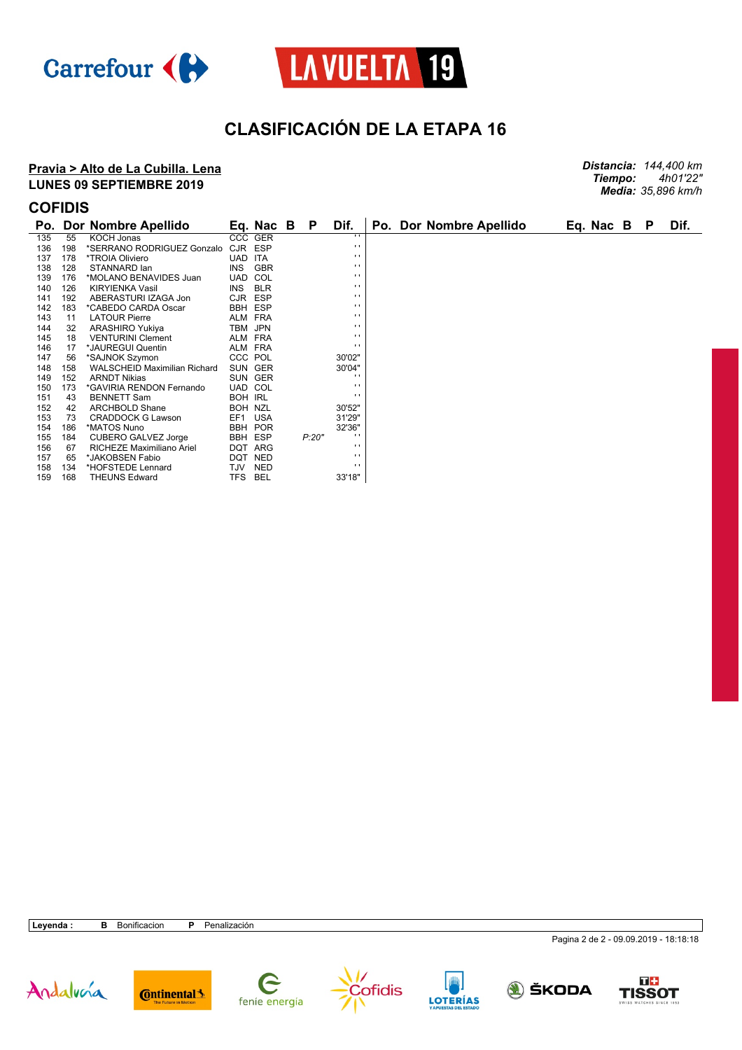# CLASIFICACIÓN DE LA ETAPA 16

**Pravia > Alto de La Cubilla. Lena**
**LUNES 09 SEPTIEMBRE 2019**

***Distancia:*** *144,400 km*
***Tiempo:*** *4h01'22"*
***Media:*** *35,896 km/h*

## COFIDIS

| Po. | Dor | Nombre Apellido | Eq. | Nac | B | P | Dif. |
|---|---|---|---|---|---|---|---|
| 135 | 55 | KOCH Jonas | CCC | GER | | | ' ' |
| 136 | 198 | *SERRANO RODRIGUEZ Gonzalo | CJR | ESP | | | ' ' |
| 137 | 178 | *TROIA Oliviero | UAD | ITA | | | ' ' |
| 138 | 128 | STANNARD Ian | INS | GBR | | | ' ' |
| 139 | 176 | *MOLANO BENAVIDES Juan | UAD | COL | | | ' ' |
| 140 | 126 | KIRYIENKA Vasil | INS | BLR | | | ' ' |
| 141 | 192 | ABERASTURI IZAGA Jon | CJR | ESP | | | ' ' |
| 142 | 183 | *CABEDO CARDA Oscar | BBH | ESP | | | ' ' |
| 143 | 11 | LATOUR Pierre | ALM | FRA | | | ' ' |
| 144 | 32 | ARASHIRO Yukiya | TBM | JPN | | | ' ' |
| 145 | 18 | VENTURINI Clement | ALM | FRA | | | ' ' |
| 146 | 17 | *JAUREGUI Quentin | ALM | FRA | | | ' ' |
| 147 | 56 | *SAJNOK Szymon | CCC | POL | | | 30'02" |
| 148 | 158 | WALSCHEID Maximilian Richard | SUN | GER | | | 30'04" |
| 149 | 152 | ARNDT Nikias | SUN | GER | | | ' ' |
| 150 | 173 | *GAVIRIA RENDON Fernando | UAD | COL | | | ' ' |
| 151 | 43 | BENNETT Sam | BOH | IRL | | | ' ' |
| 152 | 42 | ARCHBOLD Shane | BOH | NZL | | | 30'52" |
| 153 | 73 | CRADDOCK G Lawson | EF1 | USA | | | 31'29" |
| 154 | 186 | *MATOS Nuno | BBH | POR | | | 32'36" |
| 155 | 184 | CUBERO GALVEZ Jorge | BBH | ESP | | *P:20"* | ' ' |
| 156 | 67 | RICHEZE Maximiliano Ariel | DQT | ARG | | | ' ' |
| 157 | 65 | *JAKOBSEN Fabio | DQT | NED | | | ' ' |
| 158 | 134 | *HOFSTEDE Lennard | TJV | NED | | | ' ' |
| 159 | 168 | THEUNS Edward | TFS | BEL | | | 33'18" |

**Leyenda :** **B** Bonificacion **P** Penalización

Pagina 2 de 2 - 09.09.2019 - 18:18:18